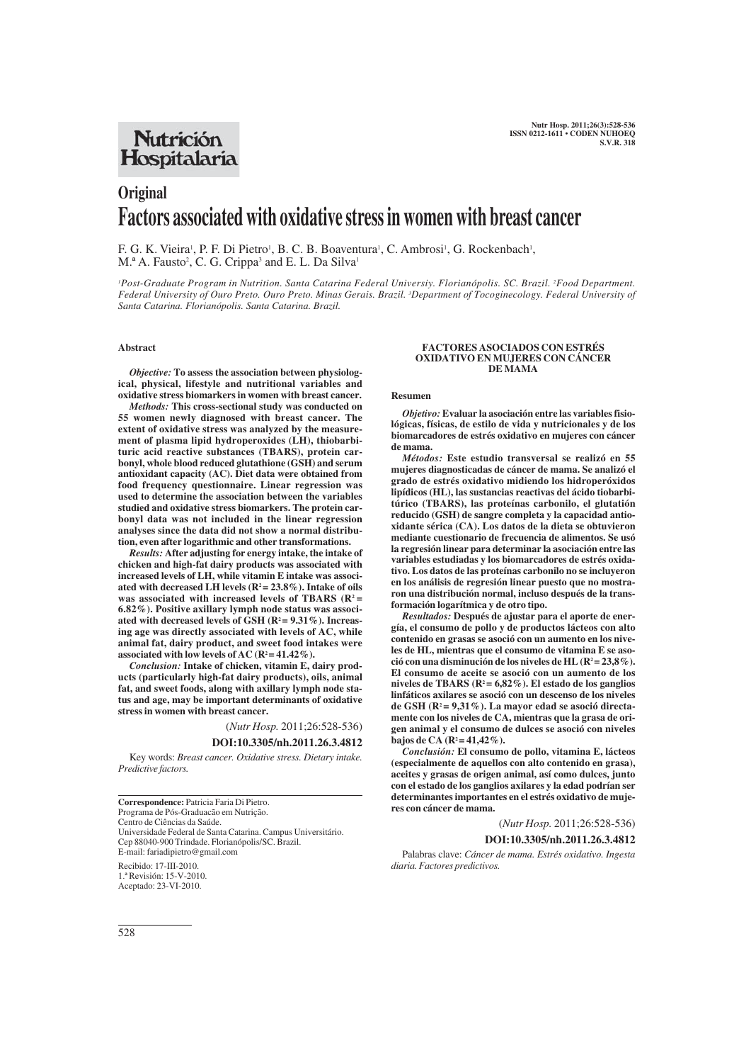**Original**

# Factors associated with oxidative stress in women with breast cancer

F. G. K. Vieira[1], P. F. Di Pietro[1], B. C. B. Boaventura[1], C. Ambrosi[1], G. Rockenbach[1], M.ª A. Fausto[2], C. G. Crippa[3] and E. L. Da Silva[1]

[1]*Post-Graduate Program in Nutrition. Santa Catarina Federal Universiy. Florianópolis. SC. Brazil.* [2]*Food Department. Federal University of Ouro Preto. Ouro Preto. Minas Gerais. Brazil.* [3]*Department of Tocoginecology. Federal University of Santa Catarina. Florianópolis. Santa Catarina. Brazil.*

## Abstract

***Objective:*** **To assess the association between physiological, physical, lifestyle and nutritional variables and oxidative stress biomarkers in women with breast cancer.**

***Methods:*** **This cross-sectional study was conducted on 55 women newly diagnosed with breast cancer. The extent of oxidative stress was analyzed by the measurement of plasma lipid hydroperoxides (LH), thiobarbituric acid reactive substances (TBARS), protein carbonyl, whole blood reduced glutathione (GSH) and serum antioxidant capacity (AC). Diet data were obtained from food frequency questionnaire. Linear regression was used to determine the association between the variables studied and oxidative stress biomarkers. The protein carbonyl data was not included in the linear regression analyses since the data did not show a normal distribution, even after logarithmic and other transformations.**

***Results:*** **After adjusting for energy intake, the intake of chicken and high-fat dairy products was associated with increased levels of LH, while vitamin E intake was associated with decreased LH levels ($R^2$ = 23.8%). Intake of oils was associated with increased levels of TBARS ($R^2$ = 6.82%). Positive axillary lymph node status was associated with decreased levels of GSH ($R^2$ = 9.31%). Increasing age was directly associated with levels of AC, while animal fat, dairy product, and sweet food intakes were associated with low levels of AC ($R^2$ = 41.42%).**

***Conclusion:*** **Intake of chicken, vitamin E, dairy products (particularly high-fat dairy products), oils, animal fat, and sweet foods, along with axillary lymph node status and age, may be important determinants of oxidative stress in women with breast cancer.**

(*Nutr Hosp.* 2011;26:528-536)

**DOI:10.3305/nh.2011.26.3.4812**

Key words: *Breast cancer. Oxidative stress. Dietary intake. Predictive factors.*

**Correspondence:** Patricia Faria Di Pietro.
Programa de Pós-Graduacão em Nutrição.
Centro de Ciências da Saúde.
Universidade Federal de Santa Catarina. Campus Universitário.
Cep 88040-900 Trindade. Florianópolis/SC. Brazil.
E-mail: fariadipietro@gmail.com

Recibido: 17-III-2010.
1.ª Revisión: 15-V-2010.
Aceptado: 23-VI-2010.

## FACTORES ASOCIADOS CON ESTRÉS OXIDATIVO EN MUJERES CON CÁNCER DE MAMA

### Resumen

***Objetivo:*** **Evaluar la asociación entre las variables fisiológicas, físicas, de estilo de vida y nutricionales y de los biomarcadores de estrés oxidativo en mujeres con cáncer de mama.**

***Métodos:*** **Este estudio transversal se realizó en 55 mujeres diagnosticadas de cáncer de mama. Se analizó el grado de estrés oxidativo midiendo los hidroperóxidos lipídicos (HL), las sustancias reactivas del ácido tiobarbitúrico (TBARS), las proteínas carbonilo, el glutatión reducido (GSH) de sangre completa y la capacidad antioxidante sérica (CA). Los datos de la dieta se obtuvieron mediante cuestionario de frecuencia de alimentos. Se usó la regresión linear para determinar la asociación entre las variables estudiadas y los biomarcadores de estrés oxidativo. Los datos de las proteínas carbonilo no se incluyeron en los análisis de regresión linear puesto que no mostraron una distribución normal, incluso después de la transformación logarítmica y de otro tipo.**

***Resultados:*** **Después de ajustar para el aporte de energía, el consumo de pollo y de productos lácteos con alto contenido en grasas se asoció con un aumento en los niveles de HL, mientras que el consumo de vitamina E se asoció con una disminución de los niveles de HL ($R^2$ = 23,8%). El consumo de aceite se asoció con un aumento de los niveles de TBARS ($R^2$ = 6,82%). El estado de los ganglios linfáticos axilares se asoció con un descenso de los niveles de GSH ($R^2$ = 9,31%). La mayor edad se asoció directamente con los niveles de CA, mientras que la grasa de origen animal y el consumo de dulces se asoció con niveles bajos de CA ($R^2$ = 41,42%).**

***Conclusión:*** **El consumo de pollo, vitamina E, lácteos (especialmente de aquellos con alto contenido en grasa), aceites y grasas de origen animal, así como dulces, junto con el estado de los ganglios axilares y la edad podrían ser determinantes importantes en el estrés oxidativo de mujeres con cáncer de mama.**

(*Nutr Hosp.* 2011;26:528-536)

**DOI:10.3305/nh.2011.26.3.4812**

Palabras clave: *Cáncer de mama. Estrés oxidativo. Ingesta diaria. Factores predictivos.*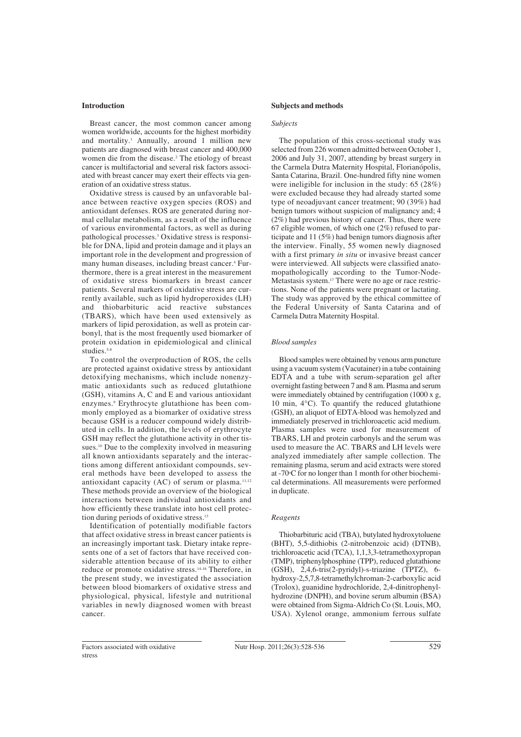## Introduction

Breast cancer, the most common cancer among women worldwide, accounts for the highest morbidity and mortality.[1] Annually, around 1 million new patients are diagnosed with breast cancer and 400,000 women die from the disease.[2] The etiology of breast cancer is multifactorial and several risk factors associated with breast cancer may exert their effects via generation of an oxidative stress status.

Oxidative stress is caused by an unfavorable balance between reactive oxygen species (ROS) and antioxidant defenses. ROS are generated during normal cellular metabolism, as a result of the influence of various environmental factors, as well as during pathological processes.[3] Oxidative stress is responsible for DNA, lipid and protein damage and it plays an important role in the development and progression of many human diseases, including breast cancer.[4] Furthermore, there is a great interest in the measurement of oxidative stress biomarkers in breast cancer patients. Several markers of oxidative stress are currently available, such as lipid hydroperoxides (LH) and thiobarbituric acid reactive substances (TBARS), which have been used extensively as markers of lipid peroxidation, as well as protein carbonyl, that is the most frequently used biomarker of protein oxidation in epidemiological and clinical studies.[5-8]

To control the overproduction of ROS, the cells are protected against oxidative stress by antioxidant detoxifying mechanisms, which include nonenzymatic antioxidants such as reduced glutathione (GSH), vitamins A, C and E and various antioxidant enzymes.[9] Erythrocyte glutathione has been commonly employed as a biomarker of oxidative stress because GSH is a reducer compound widely distributed in cells. In addition, the levels of erythrocyte GSH may reflect the glutathione activity in other tissues.[10] Due to the complexity involved in measuring all known antioxidants separately and the interactions among different antioxidant compounds, several methods have been developed to assess the antioxidant capacity (AC) of serum or plasma.[11,12] These methods provide an overview of the biological interactions between individual antioxidants and how efficiently these translate into host cell protection during periods of oxidative stress.[13]

Identification of potentially modifiable factors that affect oxidative stress in breast cancer patients is an increasingly important task. Dietary intake represents one of a set of factors that have received considerable attention because of its ability to either reduce or promote oxidative stress.[14-16] Therefore, in the present study, we investigated the association between blood biomarkers of oxidative stress and physiological, physical, lifestyle and nutritional variables in newly diagnosed women with breast cancer.

## Subjects and methods

### *Subjects*

The population of this cross-sectional study was selected from 226 women admitted between October 1, 2006 and July 31, 2007, attending by breast surgery in the Carmela Dutra Maternity Hospital, Florianópolis, Santa Catarina, Brazil. One-hundred fifty nine women were ineligible for inclusion in the study: 65 (28%) were excluded because they had already started some type of neoadjuvant cancer treatment; 90 (39%) had benign tumors without suspicion of malignancy and; 4 (2%) had previous history of cancer. Thus, there were 67 eligible women, of which one (2%) refused to participate and 11 (5%) had benign tumors diagnosis after the interview. Finally, 55 women newly diagnosed with a first primary *in situ* or invasive breast cancer were interviewed. All subjects were classified anatomopathologically according to the Tumor-Node-Metastasis system.[17] There were no age or race restrictions. None of the patients were pregnant or lactating. The study was approved by the ethical committee of the Federal University of Santa Catarina and of Carmela Dutra Maternity Hospital.

### *Blood samples*

Blood samples were obtained by venous arm puncture using a vacuum system (Vacutainer) in a tube containing EDTA and a tube with serum-separation gel after overnight fasting between 7 and 8 am. Plasma and serum were immediately obtained by centrifugation (1000 x g, 10 min, 4°C). To quantify the reduced glutathione (GSH), an aliquot of EDTA-blood was hemolyzed and immediately preserved in trichloroacetic acid medium. Plasma samples were used for measurement of TBARS, LH and protein carbonyls and the serum was used to measure the AC. TBARS and LH levels were analyzed immediately after sample collection. The remaining plasma, serum and acid extracts were stored at -70°C for no longer than 1 month for other biochemical determinations. All measurements were performed in duplicate.

### *Reagents*

Thiobarbituric acid (TBA), butylated hydroxytoluene (BHT), 5,5-dithiobis (2-nitrobenzoic acid) (DTNB), trichloroacetic acid (TCA), 1,1,3,3-tetramethoxypropan (TMP), triphenylphosphine (TPP), reduced glutathione (GSH), 2,4,6-tris(2-pyridyl)-s-triazine (TPTZ), 6-hydroxy-2,5,7,8-tetramethylchroman-2-carboxylic acid (Trolox), guanidine hydrochloride, 2,4-dinitrophenylhydrozine (DNPH), and bovine serum albumin (BSA) were obtained from Sigma-Aldrich Co (St. Louis, MO, USA). Xylenol orange, ammonium ferrous sulfate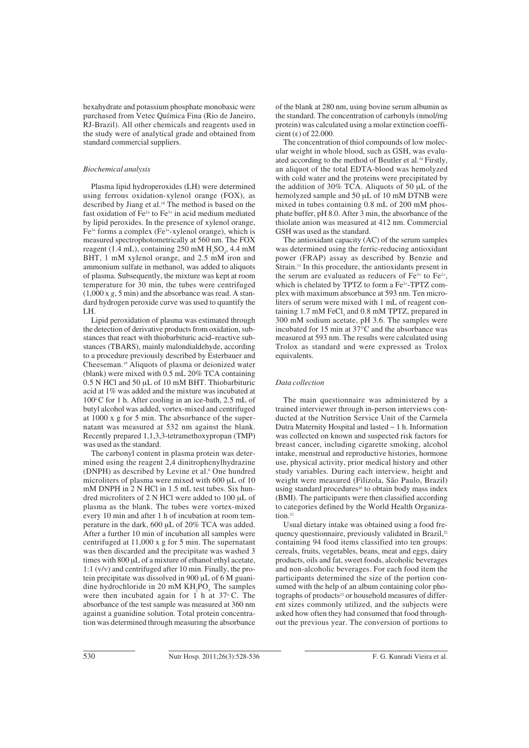hexahydrate and potassium phosphate monobasic were purchased from Vetec Química Fina (Rio de Janeiro, RJ-Brazil). All other chemicals and reagents used in the study were of analytical grade and obtained from standard commercial suppliers.

### *Biochemical analysis*

Plasma lipid hydroperoxides (LH) were determined using ferrous oxidation-xylenol orange (FOX), as described by Jiang et al.[18] The method is based on the fast oxidation of $Fe^{2+}$ to $Fe^{3+}$ in acid medium mediated by lipid peroxides. In the presence of xylenol orange, $Fe^{3+}$ forms a complex ($Fe^{3+}$-xylenol orange), which is measured spectrophotometrically at 560 nm. The FOX reagent (1.4 mL), containing 250 mM $H_2SO_4$, 4.4 mM BHT, 1 mM xylenol orange, and 2.5 mM iron and ammonium sulfate in methanol, was added to aliquots of plasma. Subsequently, the mixture was kept at room temperature for 30 min, the tubes were centrifuged (1,000 x *g*, 5 min) and the absorbance was read. A standard hydrogen peroxide curve was used to quantify the LH.

Lipid peroxidation of plasma was estimated through the detection of derivative products from oxidation, substances that react with thiobarbituric acid–reactive substances (TBARS), mainly malondialdehyde, according to a procedure previously described by Esterbauer and Cheeseman.[19] Aliquots of plasma or deionized water (blank) were mixed with 0.5 mL 20% TCA containing 0.5 N HCl and 50 μL of 10 mM BHT. Thiobarbituric acid at 1% was added and the mixture was incubated at 100°C for 1 h. After cooling in an ice-bath, 2.5 mL of butyl alcohol was added, vortex-mixed and centrifuged at 1000 x g for 5 min. The absorbance of the supernatant was measured at 532 nm against the blank. Recently prepared 1,1,3,3-tetramethoxypropan (TMP) was used as the standard.

The carbonyl content in plasma protein was determined using the reagent 2,4 dinitrophenylhydrazine (DNPH) as described by Levine et al.[8] One hundred microliters of plasma were mixed with 600 μL of 10 mM DNPH in 2 N HCl in 1.5 mL test tubes. Six hundred microliters of 2 N HCl were added to 100 μL of plasma as the blank. The tubes were vortex-mixed every 10 min and after 1 h of incubation at room temperature in the dark, 600 μL of 20% TCA was added. After a further 10 min of incubation all samples were centrifuged at 11,000 x g for 5 min. The supernatant was then discarded and the precipitate was washed 3 times with 800 μL of a mixture of ethanol:ethyl acetate, 1:1 (v/v) and centrifuged after 10 min. Finally, the protein precipitate was dissolved in 900 μL of 6 M guanidine hydrochloride in 20 mM $KH_2PO_4$. The samples were then incubated again for 1 h at 37°C. The absorbance of the test sample was measured at 360 nm against a guanidine solution. Total protein concentration was determined through measuring the absorbance of the blank at 280 nm, using bovine serum albumin as the standard. The concentration of carbonyls (nmol/mg protein) was calculated using a molar extinction coefficient (ε) of 22.000.

The concentration of thiol compounds of low molecular weight in whole blood, such as GSH, was evaluated according to the method of Beutler et al.[10] Firstly, an aliquot of the total EDTA-blood was hemolyzed with cold water and the proteins were precipitated by the addition of 30% TCA. Aliquots of 50 μL of the hemolyzed sample and 50 μL of 10 mM DTNB were mixed in tubes containing 0.8 mL of 200 mM phosphate buffer, pH 8.0. After 3 min, the absorbance of the thiolate anion was measured at 412 nm. Commercial GSH was used as the standard.

The antioxidant capacity (AC) of the serum samples was determined using the ferric-reducing antioxidant power (FRAP) assay as described by Benzie and Strain.[11] In this procedure, the antioxidants present in the serum are evaluated as reducers of $Fe^{3+}$ to $Fe^{2+}$, which is chelated by TPTZ to form a $Fe^{2+}$-TPTZ complex with maximum absorbance at 593 nm. Ten microliters of serum were mixed with 1 mL of reagent containing 1.7 mM $FeCl_3$ and 0.8 mM TPTZ, prepared in 300 mM sodium acetate, pH 3.6. The samples were incubated for 15 min at 37°C and the absorbance was measured at 593 nm. The results were calculated using Trolox as standard and were expressed as Trolox equivalents.

### *Data collection*

The main questionnaire was administered by a trained interviewer through in-person interviews conducted at the Nutrition Service Unit of the Carmela Dutra Maternity Hospital and lasted ~ 1 h. Information was collected on known and suspected risk factors for breast cancer, including cigarette smoking, alcohol intake, menstrual and reproductive histories, hormone use, physical activity, prior medical history and other study variables. During each interview, height and weight were measured (Filizola, São Paulo, Brazil) using standard procedures[20] to obtain body mass index (BMI). The participants were then classified according to categories defined by the World Health Organization.[21]

Usual dietary intake was obtained using a food frequency questionnaire, previously validated in Brazil,[22] containing 94 food items classified into ten groups: cereals, fruits, vegetables, beans, meat and eggs, dairy products, oils and fat, sweet foods, alcoholic beverages and non-alcoholic beverages. For each food item the participants determined the size of the portion consumed with the help of an album containing color photographs of products[23] or household measures of different sizes commonly utilized, and the subjects were asked how often they had consumed that food throughout the previous year. The conversion of portions to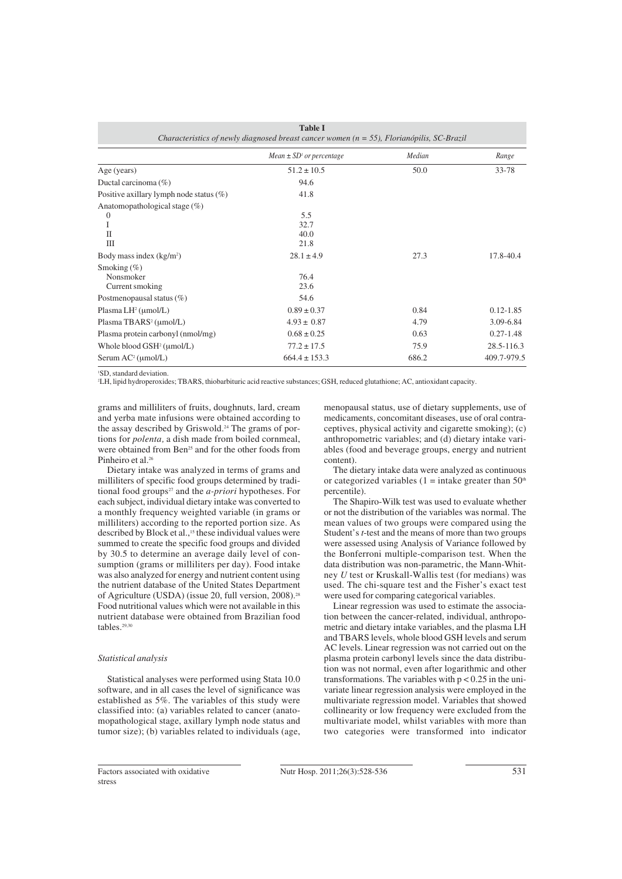**Table I**
*Characteristics of newly diagnosed breast cancer women (n = 55), Florianópilis, SC-Brazil*

| | *Mean ± SD[1] or percentage* | *Median* | *Range* |
|---|---|---|---|
| Age (years) | 51.2 ± 10.5 | 50.0 | 33-78 |
| Ductal carcinoma (%) | 94.6 | | |
| Positive axillary lymph node status (%) | 41.8 | | |
| Anatomopathological stage (%) | | | |
| 0 | 5.5 | | |
| I | 32.7 | | |
| II | 40.0 | | |
| III | 21.8 | | |
| Body mass index (kg/m$^2$) | 28.1 ± 4.9 | 27.3 | 17.8-40.4 |
| Smoking (%) | | | |
| Nonsmoker | 76.4 | | |
| Current smoking | 23.6 | | |
| Postmenopausal status (%) | 54.6 | | |
| Plasma LH[2] (µmol/L) | 0.89 ± 0.37 | 0.84 | 0.12-1.85 |
| Plasma TBARS[2] (µmol/L) | 4.93 ± 0.87 | 4.79 | 3.09-6.84 |
| Plasma protein carbonyl (nmol/mg) | 0.68 ± 0.25 | 0.63 | 0.27-1.48 |
| Whole blood GSH[2] (µmol/L) | 77.2 ± 17.5 | 75.9 | 28.5-116.3 |
| Serum AC[2] (µmol/L) | 664.4 ± 153.3 | 686.2 | 409.7-979.5 |

[1]SD, standard deviation.
[2]LH, lipid hydroperoxides; TBARS, thiobarbituric acid reactive substances; GSH, reduced glutathione; AC, antioxidant capacity.

grams and milliliters of fruits, doughnuts, lard, cream and yerba mate infusions were obtained according to the assay described by Griswold.[24] The grams of portions for *polenta,* a dish made from boiled cornmeal, were obtained from Ben[25] and for the other foods from Pinheiro et al.[26]

Dietary intake was analyzed in terms of grams and milliliters of specific food groups determined by traditional food groups[27] and the *a-priori* hypotheses. For each subject, individual dietary intake was converted to a monthly frequency weighted variable (in grams or milliliters) according to the reported portion size. As described by Block et al.,[15] these individual values were summed to create the specific food groups and divided by 30.5 to determine an average daily level of consumption (grams or milliliters per day). Food intake was also analyzed for energy and nutrient content using the nutrient database of the United States Department of Agriculture (USDA) (issue 20, full version, 2008).[28] Food nutritional values which were not available in this nutrient database were obtained from Brazilian food tables.[29,30]

### *Statistical analysis*

Statistical analyses were performed using Stata 10.0 software, and in all cases the level of significance was established as 5%. The variables of this study were classified into: (a) variables related to cancer (anatomopathological stage, axillary lymph node status and tumor size); (b) variables related to individuals (age, menopausal status, use of dietary supplements, use of medicaments, concomitant diseases, use of oral contraceptives, physical activity and cigarette smoking); (c) anthropometric variables; and (d) dietary intake variables (food and beverage groups, energy and nutrient content).

The dietary intake data were analyzed as continuous or categorized variables (1 = intake greater than 50$^{th}$ percentile).

The Shapiro-Wilk test was used to evaluate whether or not the distribution of the variables was normal. The mean values of two groups were compared using the Student's *t*-test and the means of more than two groups were assessed using Analysis of Variance followed by the Bonferroni multiple-comparison test. When the data distribution was non-parametric, the Mann-Whitney *U* test or Kruskall-Wallis test (for medians) was used. The chi-square test and the Fisher's exact test were used for comparing categorical variables.

Linear regression was used to estimate the association between the cancer-related, individual, anthropometric and dietary intake variables, and the plasma LH and TBARS levels, whole blood GSH levels and serum AC levels. Linear regression was not carried out on the plasma protein carbonyl levels since the data distribution was not normal, even after logarithmic and other transformations. The variables with $p < 0.25$ in the univariate linear regression analysis were employed in the multivariate regression model. Variables that showed collinearity or low frequency were excluded from the multivariate model, whilst variables with more than two categories were transformed into indicator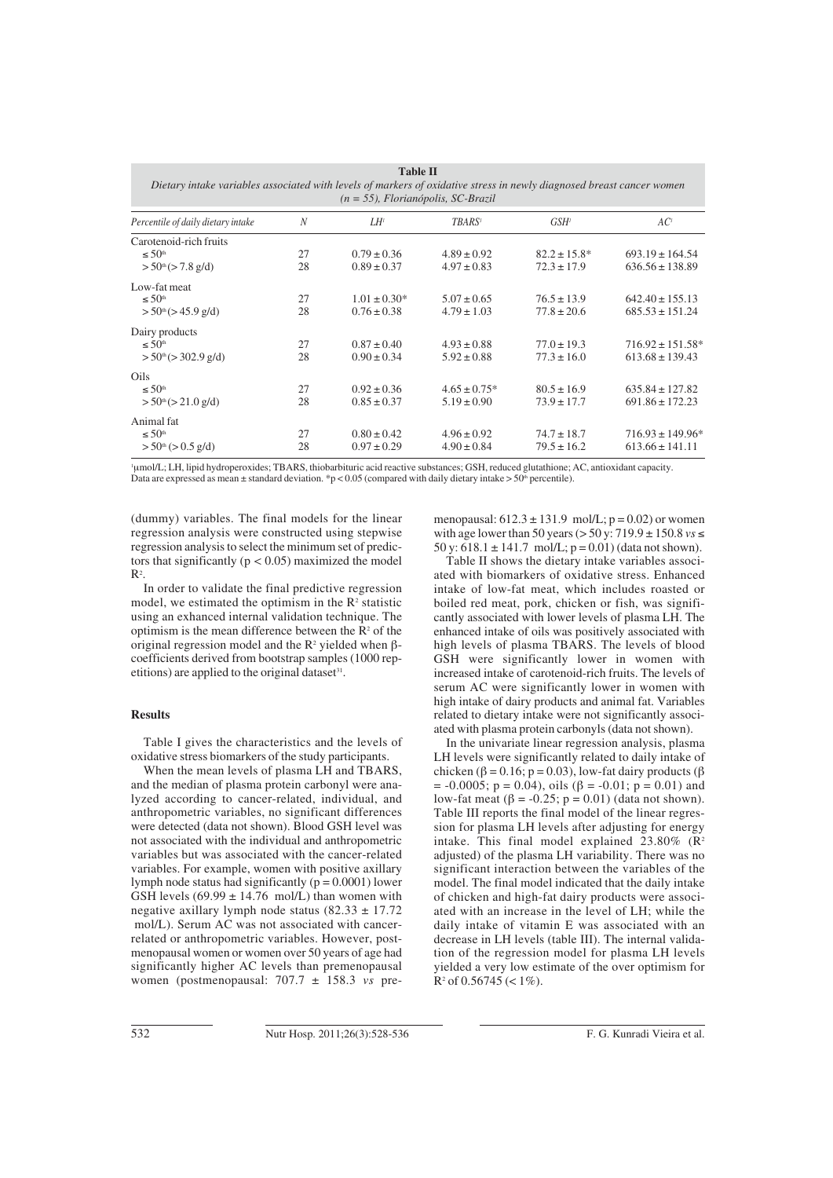**Table II**
*Dietary intake variables associated with levels of markers of oxidative stress in newly diagnosed breast cancer women (n = 55), Florianópolis, SC-Brazil*

| *Percentile of daily dietary intake* | *N* | *LH*[1] | *TBARS*[1] | *GSH*[1] | *AC*[1] |
|---|---|---|---|---|---|
| Carotenoid-rich fruits | | | | | |
| ≤ 50[th] | 27 | 0.79 ± 0.36 | 4.89 ± 0.92 | 82.2 ± 15.8* | 693.19 ± 164.54 |
| > 50[th] (> 7.8 g/d) | 28 | 0.89 ± 0.37 | 4.97 ± 0.83 | 72.3 ± 17.9 | 636.56 ± 138.89 |
| Low-fat meat | | | | | |
| ≤ 50[th] | 27 | 1.01 ± 0.30* | 5.07 ± 0.65 | 76.5 ± 13.9 | 642.40 ± 155.13 |
| > 50[th] (> 45.9 g/d) | 28 | 0.76 ± 0.38 | 4.79 ± 1.03 | 77.8 ± 20.6 | 685.53 ± 151.24 |
| Dairy products | | | | | |
| ≤ 50[th] | 27 | 0.87 ± 0.40 | 4.93 ± 0.88 | 77.0 ± 19.3 | 716.92 ± 151.58* |
| > 50[th] (> 302.9 g/d) | 28 | 0.90 ± 0.34 | 5.92 ± 0.88 | 77.3 ± 16.0 | 613.68 ± 139.43 |
| Oils | | | | | |
| ≤ 50[th] | 27 | 0.92 ± 0.36 | 4.65 ± 0.75* | 80.5 ± 16.9 | 635.84 ± 127.82 |
| > 50[th] (> 21.0 g/d) | 28 | 0.85 ± 0.37 | 5.19 ± 0.90 | 73.9 ± 17.7 | 691.86 ± 172.23 |
| Animal fat | | | | | |
| ≤ 50[th] | 27 | 0.80 ± 0.42 | 4.96 ± 0.92 | 74.7 ± 18.7 | 716.93 ± 149.96* |
| > 50[th] (> 0.5 g/d) | 28 | 0.97 ± 0.29 | 4.90 ± 0.84 | 79.5 ± 16.2 | 613.66 ± 141.11 |

[1]µmol/L; LH, lipid hydroperoxides; TBARS, thiobarbituric acid reactive substances; GSH, reduced glutathione; AC, antioxidant capacity.
Data are expressed as mean ± standard deviation. *p < 0.05 (compared with daily dietary intake > 50[th] percentile).

(dummy) variables. The final models for the linear regression analysis were constructed using stepwise regression analysis to select the minimum set of predictors that significantly ($p < 0.05$) maximized the model $R^2$.

In order to validate the final predictive regression model, we estimated the optimism in the $R^2$ statistic using an exhanced internal validation technique. The optimism is the mean difference between the $R^2$ of the original regression model and the $R^2$ yielded when β-coefficients derived from bootstrap samples (1000 repetitions) are applied to the original dataset[31].

## Results

Table I gives the characteristics and the levels of oxidative stress biomarkers of the study participants.

When the mean levels of plasma LH and TBARS, and the median of plasma protein carbonyl were analyzed according to cancer-related, individual, and anthropometric variables, no significant differences were detected (data not shown). Blood GSH level was not associated with the individual and anthropometric variables but was associated with the cancer-related variables. For example, women with positive axillary lymph node status had significantly ($p = 0.0001$) lower GSH levels (69.99 ± 14.76 mol/L) than women with negative axillary lymph node status (82.33 ± 17.72 mol/L). Serum AC was not associated with cancer-related or anthropometric variables. However, postmenopausal women or women over 50 years of age had significantly higher AC levels than premenopausal women (postmenopausal: 707.7 ± 158.3 *vs* premenopausal: 612.3 ± 131.9 mol/L; $p = 0.02$) or women with age lower than 50 years (> 50 y: 719.9 ± 150.8 *vs* ≤ 50 y: 618.1 ± 141.7 mol/L; $p = 0.01$) (data not shown).

Table II shows the dietary intake variables associated with biomarkers of oxidative stress. Enhanced intake of low-fat meat, which includes roasted or boiled red meat, pork, chicken or fish, was significantly associated with lower levels of plasma LH. The enhanced intake of oils was positively associated with high levels of plasma TBARS. The levels of blood GSH were significantly lower in women with increased intake of carotenoid-rich fruits. The levels of serum AC were significantly lower in women with high intake of dairy products and animal fat. Variables related to dietary intake were not significantly associated with plasma protein carbonyls (data not shown).

In the univariate linear regression analysis, plasma LH levels were significantly related to daily intake of chicken ($\beta = 0.16$; $p = 0.03$), low-fat dairy products ($\beta = -0.0005$; $p = 0.04$), oils ($\beta = -0.01$; $p = 0.01$) and low-fat meat ($\beta = -0.25$; $p = 0.01$) (data not shown). Table III reports the final model of the linear regression for plasma LH levels after adjusting for energy intake. This final model explained 23.80% ($R^2$ adjusted) of the plasma LH variability. There was no significant interaction between the variables of the model. The final model indicated that the daily intake of chicken and high-fat dairy products were associated with an increase in the level of LH; while the daily intake of vitamin E was associated with an decrease in LH levels (table III). The internal validation of the regression model for plasma LH levels yielded a very low estimate of the over optimism for $R^2$ of 0.56745 (< 1%).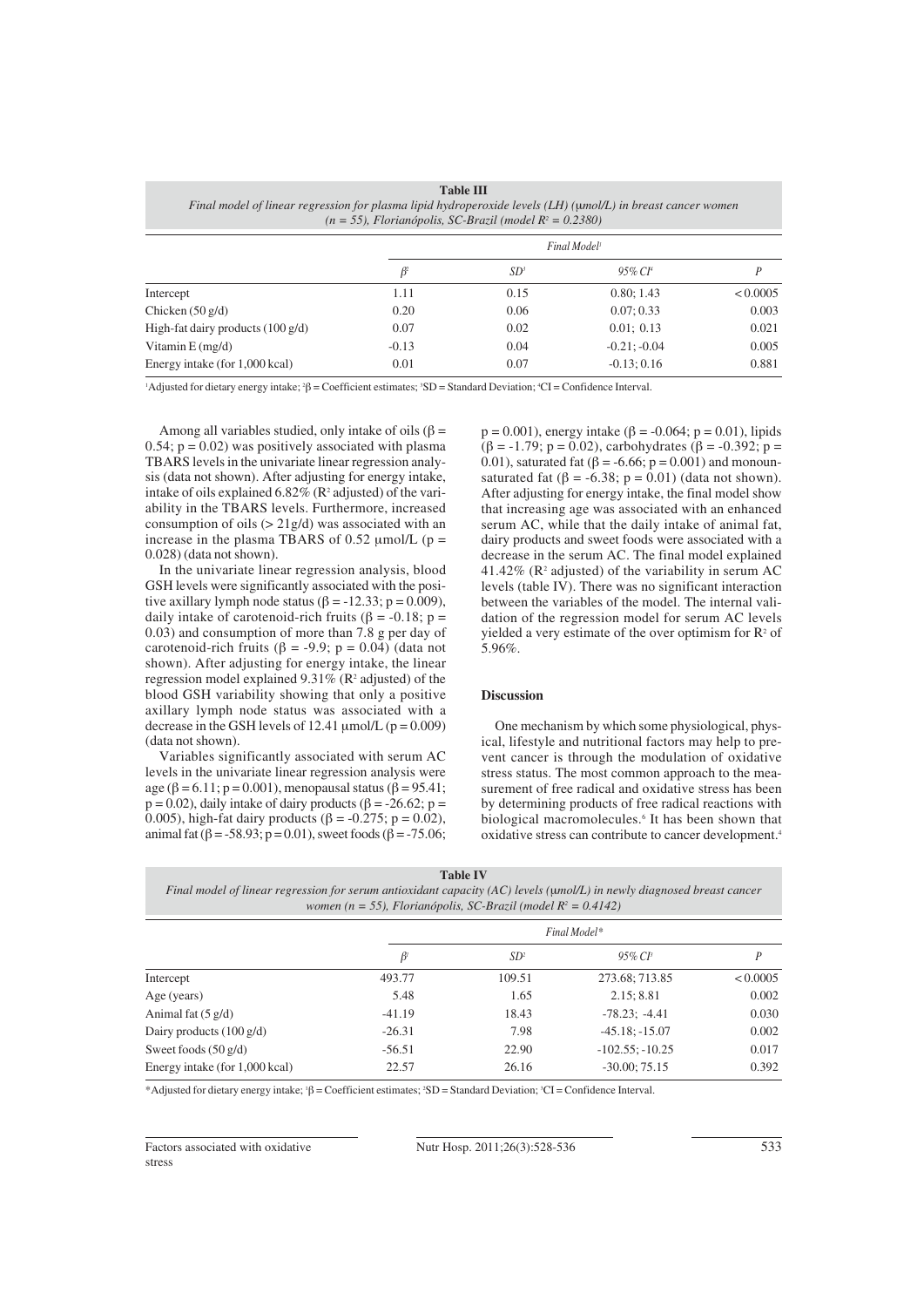**Table III**
*Final model of linear regression for plasma lipid hydroperoxide levels (LH) (μmol/L) in breast cancer women (n = 55), Florianópolis, SC-Brazil (model $R^2$ = 0.2380)*

| | Final Model[1] | | | |
|---|---|---|---|---|
| | $\beta$[2] | SD[3] | 95% CI[4] | P |
| Intercept | 1.11 | 0.15 | 0.80; 1.43 | < 0.0005 |
| Chicken (50 g/d) | 0.20 | 0.06 | 0.07; 0.33 | 0.003 |
| High-fat dairy products (100 g/d) | 0.07 | 0.02 | 0.01; 0.13 | 0.021 |
| Vitamin E (mg/d) | -0.13 | 0.04 | -0.21; -0.04 | 0.005 |
| Energy intake (for 1,000 kcal) | 0.01 | 0.07 | -0.13; 0.16 | 0.881 |

[1]Adjusted for dietary energy intake; [2]β = Coefficient estimates; [3]SD = Standard Deviation; [4]CI = Confidence Interval.

Among all variables studied, only intake of oils (β = 0.54; p = 0.02) was positively associated with plasma TBARS levels in the univariate linear regression analysis (data not shown). After adjusting for energy intake, intake of oils explained 6.82% ($R^2$ adjusted) of the variability in the TBARS levels. Furthermore, increased consumption of oils (> 21g/d) was associated with an increase in the plasma TBARS of 0.52 μmol/L (p = 0.028) (data not shown).

In the univariate linear regression analysis, blood GSH levels were significantly associated with the positive axillary lymph node status (β = -12.33; p = 0.009), daily intake of carotenoid-rich fruits (β = -0.18; p = 0.03) and consumption of more than 7.8 g per day of carotenoid-rich fruits (β = -9.9; p = 0.04) (data not shown). After adjusting for energy intake, the linear regression model explained 9.31% ($R^2$ adjusted) of the blood GSH variability showing that only a positive axillary lymph node status was associated with a decrease in the GSH levels of 12.41 μmol/L (p = 0.009) (data not shown).

Variables significantly associated with serum AC levels in the univariate linear regression analysis were age (β = 6.11; p = 0.001), menopausal status (β = 95.41; p = 0.02), daily intake of dairy products (β = -26.62; p = 0.005), high-fat dairy products (β = -0.275; p = 0.02), animal fat (β = -58.93; p = 0.01), sweet foods (β = -75.06; p = 0.001), energy intake (β = -0.064; p = 0.01), lipids (β = -1.79; p = 0.02), carbohydrates (β = -0.392; p = 0.01), saturated fat (β = -6.66; p = 0.001) and monounsaturated fat (β = -6.38; p = 0.01) (data not shown). After adjusting for energy intake, the final model show that increasing age was associated with an enhanced serum AC, while that the daily intake of animal fat, dairy products and sweet foods were associated with a decrease in the serum AC. The final model explained 41.42% ($R^2$ adjusted) of the variability in serum AC levels (table IV). There was no significant interaction between the variables of the model. The internal validation of the regression model for serum AC levels yielded a very estimate of the over optimism for $R^2$ of 5.96%.

## Discussion

One mechanism by which some physiological, physical, lifestyle and nutritional factors may help to prevent cancer is through the modulation of oxidative stress status. The most common approach to the measurement of free radical and oxidative stress has been by determining products of free radical reactions with biological macromolecules.[6] It has been shown that oxidative stress can contribute to cancer development.[4]

**Table IV**
*Final model of linear regression for serum antioxidant capacity (AC) levels (μmol/L) in newly diagnosed breast cancer women (n = 55), Florianópolis, SC-Brazil (model $R^2$ = 0.4142)*

| | Final Model* | | | |
|---|---|---|---|---|
| | $\beta$[1] | SD[2] | 95% CI[3] | P |
| Intercept | 493.77 | 109.51 | 273.68; 713.85 | < 0.0005 |
| Age (years) | 5.48 | 1.65 | 2.15; 8.81 | 0.002 |
| Animal fat (5 g/d) | -41.19 | 18.43 | -78.23; -4.41 | 0.030 |
| Dairy products (100 g/d) | -26.31 | 7.98 | -45.18; -15.07 | 0.002 |
| Sweet foods (50 g/d) | -56.51 | 22.90 | -102.55; -10.25 | 0.017 |
| Energy intake (for 1,000 kcal) | 22.57 | 26.16 | -30.00; 75.15 | 0.392 |

*Adjusted for dietary energy intake; [1]β = Coefficient estimates; [2]SD = Standard Deviation; [3]CI = Confidence Interval.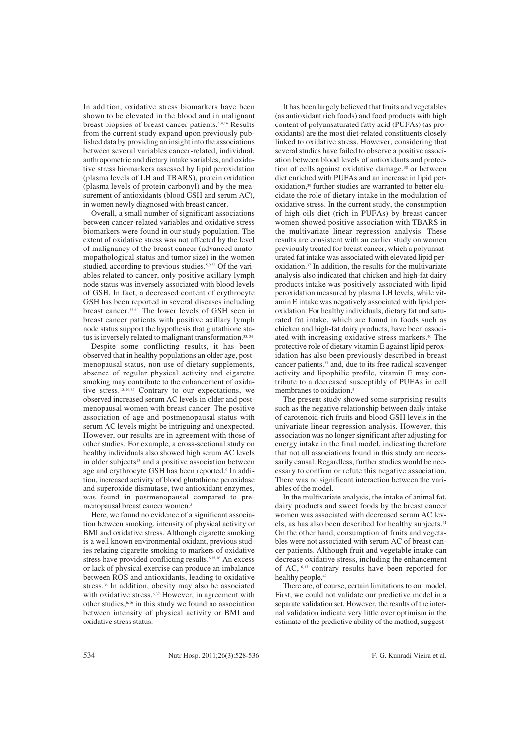In addition, oxidative stress biomarkers have been shown to be elevated in the blood and in malignant breast biopsies of breast cancer patients.[5,9,16] Results from the current study expand upon previously published data by providing an insight into the associations between several variables cancer-related, individual, anthropometric and dietary intake variables, and oxidative stress biomarkers assessed by lipid peroxidation (plasma levels of LH and TBARS), protein oxidation (plasma levels of protein carbonyl) and by the measurement of antioxidants (blood GSH and serum AC), in women newly diagnosed with breast cancer.

Overall, a small number of significant associations between cancer-related variables and oxidative stress biomarkers were found in our study population. The extent of oxidative stress was not affected by the level of malignancy of the breast cancer (advanced anatomopathological status and tumor size) in the women studied, according to previous studies.[5,9,32] Of the variables related to cancer, only positive axillary lymph node status was inversely associated with blood levels of GSH. In fact, a decreased content of erythrocyte GSH has been reported in several diseases including breast cancer.[33,34] The lower levels of GSH seen in breast cancer patients with positive axillary lymph node status support the hypothesis that glutathione status is inversely related to malignant transformation.[33,34]

Despite some conflicting results, it has been observed that in healthy populations an older age, postmenopausal status, non use of dietary supplements, absence of regular physical activity and cigarette smoking may contribute to the enhancement of oxidative stress.[15,16,35] Contrary to our expectations, we observed increased serum AC levels in older and postmenopausal women with breast cancer. The positive association of age and postmenopausal status with serum AC levels might be intriguing and unexpected. However, our results are in agreement with those of other studies. For example, a cross-sectional study on healthy individuals also showed high serum AC levels in older subjects[15] and a positive association between age and erythrocyte GSH has been reported.[6] In addition, increased activity of blood glutathione peroxidase and superoxide dismutase, two antioxidant enzymes, was found in postmenopausal compared to premenopausal breast cancer women.[5]

Here, we found no evidence of a significant association between smoking, intensity of physical activity or BMI and oxidative stress. Although cigarette smoking is a well known environmental oxidant, previous studies relating cigarette smoking to markers of oxidative stress have provided conflicting results.[6,15,16] An excess or lack of physical exercise can produce an imbalance between ROS and antioxidants, leading to oxidative stress.[36] In addition, obesity may also be associated with oxidative stress.[6,37] However, in agreement with other studies,[6,16] in this study we found no association between intensity of physical activity or BMI and oxidative stress status.

It has been largely believed that fruits and vegetables (as antioxidant rich foods) and food products with high content of polyunsaturated fatty acid (PUFAs) (as prooxidants) are the most diet-related constituents closely linked to oxidative stress. However, considering that several studies have failed to observe a positive association between blood levels of antioxidants and protection of cells against oxidative damage,[38] or between diet enriched with PUFAs and an increase in lipid peroxidation,[39] further studies are warranted to better elucidate the role of dietary intake in the modulation of oxidative stress. In the current study, the consumption of high oils diet (rich in PUFAs) by breast cancer women showed positive association with TBARS in the multivariate linear regression analysis. These results are consistent with an earlier study on women previously treated for breast cancer, which a polyunsaturated fat intake was associated with elevated lipid peroxidation.[37] In addition, the results for the multivariate analysis also indicated that chicken and high-fat dairy products intake was positively associated with lipid peroxidation measured by plasma LH levels, while vitamin E intake was negatively associated with lipid peroxidation. For healthy individuals, dietary fat and saturated fat intake, which are found in foods such as chicken and high-fat dairy products, have been associated with increasing oxidative stress markers.[40] The protective role of dietary vitamin E against lipid peroxidation has also been previously described in breast cancer patients.[37] and, due to its free radical scavenger activity and lipophilic profile, vitamin E may contribute to a decreased susceptibly of PUFAs in cell membranes to oxidation.[3]

The present study showed some surprising results such as the negative relationship between daily intake of carotenoid-rich fruits and blood GSH levels in the univariate linear regression analysis. However, this association was no longer significant after adjusting for energy intake in the final model, indicating therefore that not all associations found in this study are necessarily causal. Regardless, further studies would be necessary to confirm or refute this negative association. There was no significant interaction between the variables of the model.

In the multivariate analysis, the intake of animal fat, dairy products and sweet foods by the breast cancer women was associated with decreased serum AC levels, as has also been described for healthy subjects.[41] On the other hand, consumption of fruits and vegetables were not associated with serum AC of breast cancer patients. Although fruit and vegetable intake can decrease oxidative stress, including the enhancement of AC,[16,37] contrary results have been reported for healthy people.[42]

There are, of course, certain limitations to our model. First, we could not validate our predictive model in a separate validation set. However, the results of the internal validation indicate very little over optimism in the estimate of the predictive ability of the method, suggest-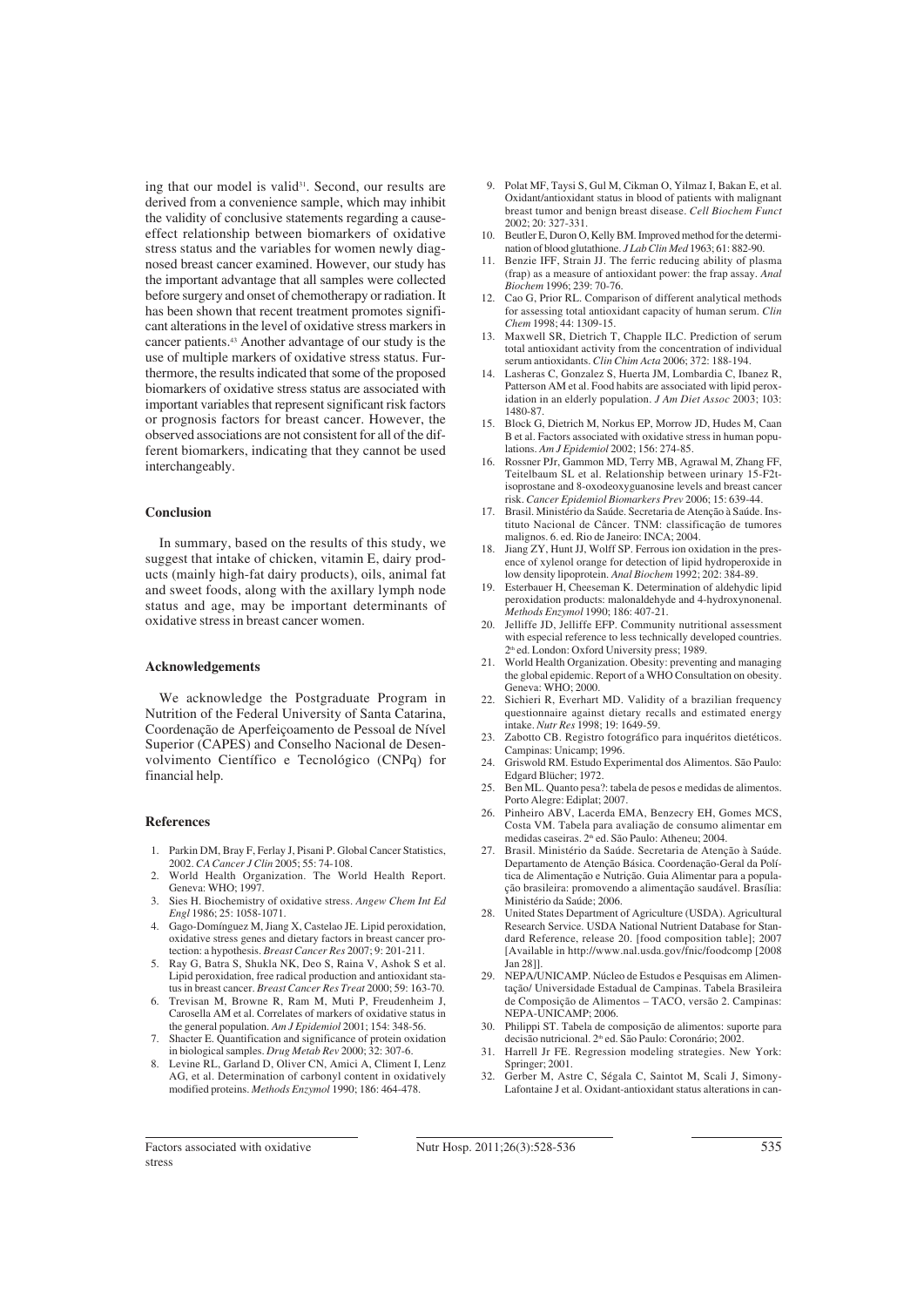ing that our model is valid[31]. Second, our results are derived from a convenience sample, which may inhibit the validity of conclusive statements regarding a cause-effect relationship between biomarkers of oxidative stress status and the variables for women newly diagnosed breast cancer examined. However, our study has the important advantage that all samples were collected before surgery and onset of chemotherapy or radiation. It has been shown that recent treatment promotes significant alterations in the level of oxidative stress markers in cancer patients.[43] Another advantage of our study is the use of multiple markers of oxidative stress status. Furthermore, the results indicated that some of the proposed biomarkers of oxidative stress status are associated with important variables that represent significant risk factors or prognosis factors for breast cancer. However, the observed associations are not consistent for all of the different biomarkers, indicating that they cannot be used interchangeably.

## Conclusion

In summary, based on the results of this study, we suggest that intake of chicken, vitamin E, dairy products (mainly high-fat dairy products), oils, animal fat and sweet foods, along with the axillary lymph node status and age, may be important determinants of oxidative stress in breast cancer women.

## Acknowledgements

We acknowledge the Postgraduate Program in Nutrition of the Federal University of Santa Catarina, Coordenação de Aperfeiçoamento de Pessoal de Nível Superior (CAPES) and Conselho Nacional de Desenvolvimento Científico e Tecnológico (CNPq) for financial help.

## References

1. Parkin DM, Bray F, Ferlay J, Pisani P. Global Cancer Statistics, 2002. *CA Cancer J Clin* 2005; 55: 74-108.
2. World Health Organization. The World Health Report. Geneva: WHO; 1997.
3. Sies H. Biochemistry of oxidative stress. *Angew Chem Int Ed Engl* 1986; 25: 1058-1071.
4. Gago-Domínguez M, Jiang X, Castelao JE. Lipid peroxidation, oxidative stress genes and dietary factors in breast cancer protection: a hypothesis. *Breast Cancer Res* 2007; 9: 201-211.
5. Ray G, Batra S, Shukla NK, Deo S, Raina V, Ashok S et al. Lipid peroxidation, free radical production and antioxidant status in breast cancer. *Breast Cancer Res Treat* 2000; 59: 163-70.
6. Trevisan M, Browne R, Ram M, Muti P, Freudenheim J, Carosella AM et al. Correlates of markers of oxidative status in the general population. *Am J Epidemiol* 2001; 154: 348-56.
7. Shacter E. Quantification and significance of protein oxidation in biological samples. *Drug Metab Rev* 2000; 32: 307-6.
8. Levine RL, Garland D, Oliver CN, Amici A, Climent I, Lenz AG, et al. Determination of carbonyl content in oxidatively modified proteins. *Methods Enzymol* 1990; 186: 464-478.
9. Polat MF, Taysi S, Gul M, Cikman O, Yilmaz I, Bakan E, et al. Oxidant/antioxidant status in blood of patients with malignant breast tumor and benign breast disease. *Cell Biochem Funct* 2002; 20: 327-331.
10. Beutler E, Duron O, Kelly BM. Improved method for the determination of blood glutathione. *J Lab Clin Med* 1963; 61: 882-90.
11. Benzie IFF, Strain JJ. The ferric reducing ability of plasma (frap) as a measure of antioxidant power: the frap assay. *Anal Biochem* 1996; 239: 70-76.
12. Cao G, Prior RL. Comparison of different analytical methods for assessing total antioxidant capacity of human serum. *Clin Chem* 1998; 44: 1309-15.
13. Maxwell SR, Dietrich T, Chapple ILC. Prediction of serum total antioxidant activity from the concentration of individual serum antioxidants. *Clin Chim Acta* 2006; 372: 188-194.
14. Lasheras C, Gonzalez S, Huerta JM, Lombardia C, Ibanez R, Patterson AM et al. Food habits are associated with lipid peroxidation in an elderly population. *J Am Diet Assoc* 2003; 103: 1480-87.
15. Block G, Dietrich M, Norkus EP, Morrow JD, Hudes M, Caan B et al. Factors associated with oxidative stress in human populations. *Am J Epidemiol* 2002; 156: 274-85.
16. Rossner PJr, Gammon MD, Terry MB, Agrawal M, Zhang FF, Teitelbaum SL et al. Relationship between urinary 15-F2t-isoprostane and 8-oxodeoxyguanosine levels and breast cancer risk. *Cancer Epidemiol Biomarkers Prev* 2006; 15: 639-44.
17. Brasil. Ministério da Saúde. Secretaria de Atenção à Saúde. Instituto Nacional de Câncer. TNM: classificação de tumores malignos. 6. ed. Rio de Janeiro: INCA; 2004.
18. Jiang ZY, Hunt JJ, Wolff SP. Ferrous ion oxidation in the presence of xylenol orange for detection of lipid hydroperoxide in low density lipoprotein. *Anal Biochem* 1992; 202: 384-89.
19. Esterbauer H, Cheeseman K. Determination of aldehydic lipid peroxidation products: malonaldehyde and 4-hydroxynonenal. *Methods Enzymol* 1990; 186: 407-21.
20. Jelliffe JD, Jelliffe EFP. Community nutritional assessment with especial reference to less technically developed countries. 2[th] ed. London: Oxford University press; 1989.
21. World Health Organization. Obesity: preventing and managing the global epidemic. Report of a WHO Consultation on obesity. Geneva: WHO; 2000.
22. Sichieri R, Everhart MD. Validity of a brazilian frequency questionnaire against dietary recalls and estimated energy intake. *Nutr Res* 1998; 19: 1649-59.
23. Zabotto CB. Registro fotográfico para inquéritos dietéticos. Campinas: Unicamp; 1996.
24. Griswold RM. Estudo Experimental dos Alimentos. São Paulo: Edgard Blücher; 1972.
25. Ben ML. Quanto pesa?: tabela de pesos e medidas de alimentos. Porto Alegre: Ediplat; 2007.
26. Pinheiro ABV, Lacerda EMA, Benzecry EH, Gomes MCS, Costa VM. Tabela para avaliação de consumo alimentar em medidas caseiras. 2[a] ed. São Paulo: Atheneu; 2004.
27. Brasil. Ministério da Saúde. Secretaria de Atenção à Saúde. Departamento de Atenção Básica. Coordenação-Geral da Política de Alimentação e Nutrição. Guia Alimentar para a população brasileira: promovendo a alimentação saudável. Brasília: Ministério da Saúde; 2006.
28. United States Department of Agriculture (USDA). Agricultural Research Service. USDA National Nutrient Database for Standard Reference, release 20. [food composition table]; 2007 [Available in http://www.nal.usda.gov/fnic/foodcomp [2008 Jan 28]].
29. NEPA/UNICAMP. Núcleo de Estudos e Pesquisas em Alimentação/ Universidade Estadual de Campinas. Tabela Brasileira de Composição de Alimentos – TACO, versão 2. Campinas: NEPA-UNICAMP; 2006.
30. Philippi ST. Tabela de composição de alimentos: suporte para decisão nutricional. 2[a] ed. São Paulo: Coronário; 2002.
31. Harrell Jr FE. Regression modeling strategies. New York: Springer; 2001.
32. Gerber M, Astre C, Ségala C, Saintot M, Scali J, Simony-Lafontaine J et al. Oxidant-antioxidant status alterations in can-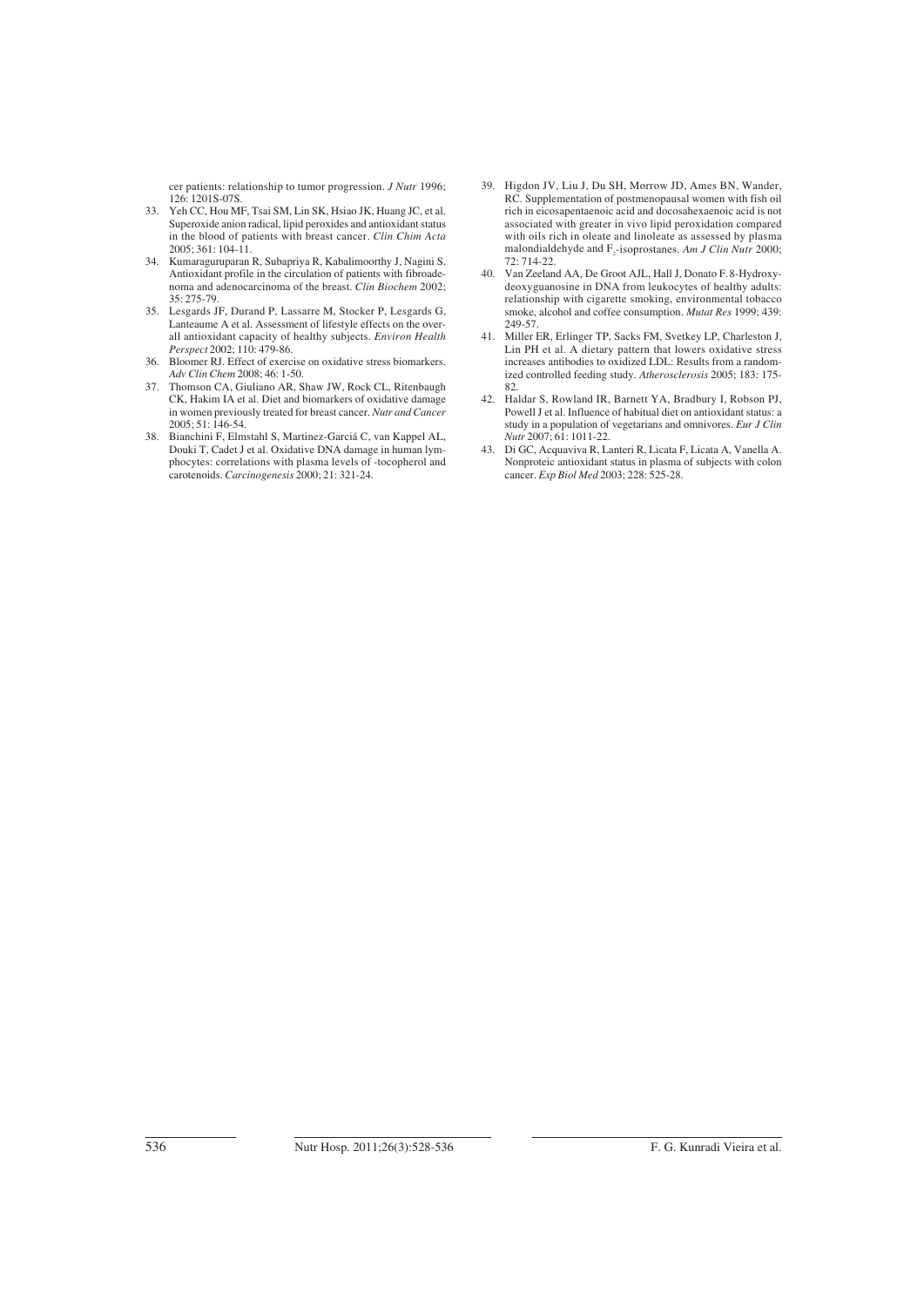cer patients: relationship to tumor progression. *J Nutr* 1996; 126: 1201S-07S.

33. Yeh CC, Hou MF, Tsai SM, Lin SK, Hsiao JK, Huang JC, et al. Superoxide anion radical, lipid peroxides and antioxidant status in the blood of patients with breast cancer. *Clin Chim Acta* 2005; 361: 104-11.
34. Kumaraguruparan R, Subapriya R, Kabalimoorthy J, Nagini S. Antioxidant profile in the circulation of patients with fibroadenoma and adenocarcinoma of the breast. *Clin Biochem* 2002; 35: 275-79.
35. Lesgards JF, Durand P, Lassarre M, Stocker P, Lesgards G, Lanteaume A et al. Assessment of lifestyle effects on the overall antioxidant capacity of healthy subjects. *Environ Health Perspect* 2002; 110: 479-86.
36. Bloomer RJ. Effect of exercise on oxidative stress biomarkers. *Adv Clin Chem* 2008; 46: 1-50.
37. Thomson CA, Giuliano AR, Shaw JW, Rock CL, Ritenbaugh CK, Hakim IA et al. Diet and biomarkers of oxidative damage in women previously treated for breast cancer. *Nutr and Cancer* 2005; 51: 146-54.
38. Bianchini F, Elmstahl S, Martinez-Garciá C, van Kappel AL, Douki T, Cadet J et al. Oxidative DNA damage in human lymphocytes: correlations with plasma levels of -tocopherol and carotenoids. *Carcinogenesis* 2000; 21: 321-24.
39. Higdon JV, Liu J, Du SH, Morrow JD, Ames BN, Wander, RC. Supplementation of postmenopausal women with fish oil rich in eicosapentaenoic acid and docosahexaenoic acid is not associated with greater in vivo lipid peroxidation compared with oils rich in oleate and linoleate as assessed by plasma malondialdehyde and $F_2$-isoprostanes. *Am J Clin Nutr* 2000; 72: 714-22.
40. Van Zeeland AA, De Groot AJL, Hall J, Donato F. 8-Hydroxydeoxyguanosine in DNA from leukocytes of healthy adults: relationship with cigarette smoking, environmental tobacco smoke, alcohol and coffee consumption. *Mutat Res* 1999; 439: 249-57.
41. Miller ER, Erlinger TP, Sacks FM, Svetkey LP, Charleston J, Lin PH et al. A dietary pattern that lowers oxidative stress increases antibodies to oxidized LDL: Results from a randomized controlled feeding study. *Atherosclerosis* 2005; 183: 175-82.
42. Haldar S, Rowland IR, Barnett YA, Bradbury I, Robson PJ, Powell J et al. Influence of habitual diet on antioxidant status: a study in a population of vegetarians and omnivores. *Eur J Clin Nutr* 2007; 61: 1011-22.
43. Di GC, Acquaviva R, Lanteri R, Licata F, Licata A, Vanella A. Nonproteic antioxidant status in plasma of subjects with colon cancer. *Exp Biol Med* 2003; 228: 525-28.